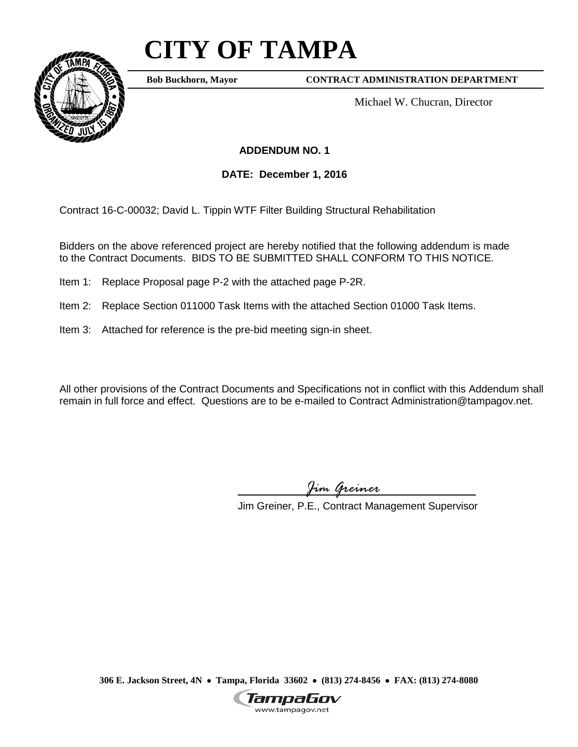# CITY OF TAMPA

**Bob Buckhorn, Mayor** **CONTRACT ADMINISTRATION DEPARTMENT**

Michael W. Chucran, Director

**ADDENDUM NO. 1**

**DATE: December 1, 2016**

Contract 16-C-00032; David L. Tippin WTF Filter Building Structural Rehabilitation

Bidders on the above referenced project are hereby notified that the following addendum is made to the Contract Documents. BIDS TO BE SUBMITTED SHALL CONFORM TO THIS NOTICE.

Item 1: Replace Proposal page P-2 with the attached page P-2R.

Item 2: Replace Section 011000 Task Items with the attached Section 01000 Task Items.

Item 3: Attached for reference is the pre-bid meeting sign-in sheet.

All other provisions of the Contract Documents and Specifications not in conflict with this Addendum shall remain in full force and effect. Questions are to be e-mailed to Contract Administration@tampagov.net.

*Jim Greiner*

Jim Greiner, P.E., Contract Management Supervisor

**306 E. Jackson Street, 4N • Tampa, Florida 33602 • (813) 274-8456 • FAX: (813) 274-8080**

TampaGov
www.tampagov.net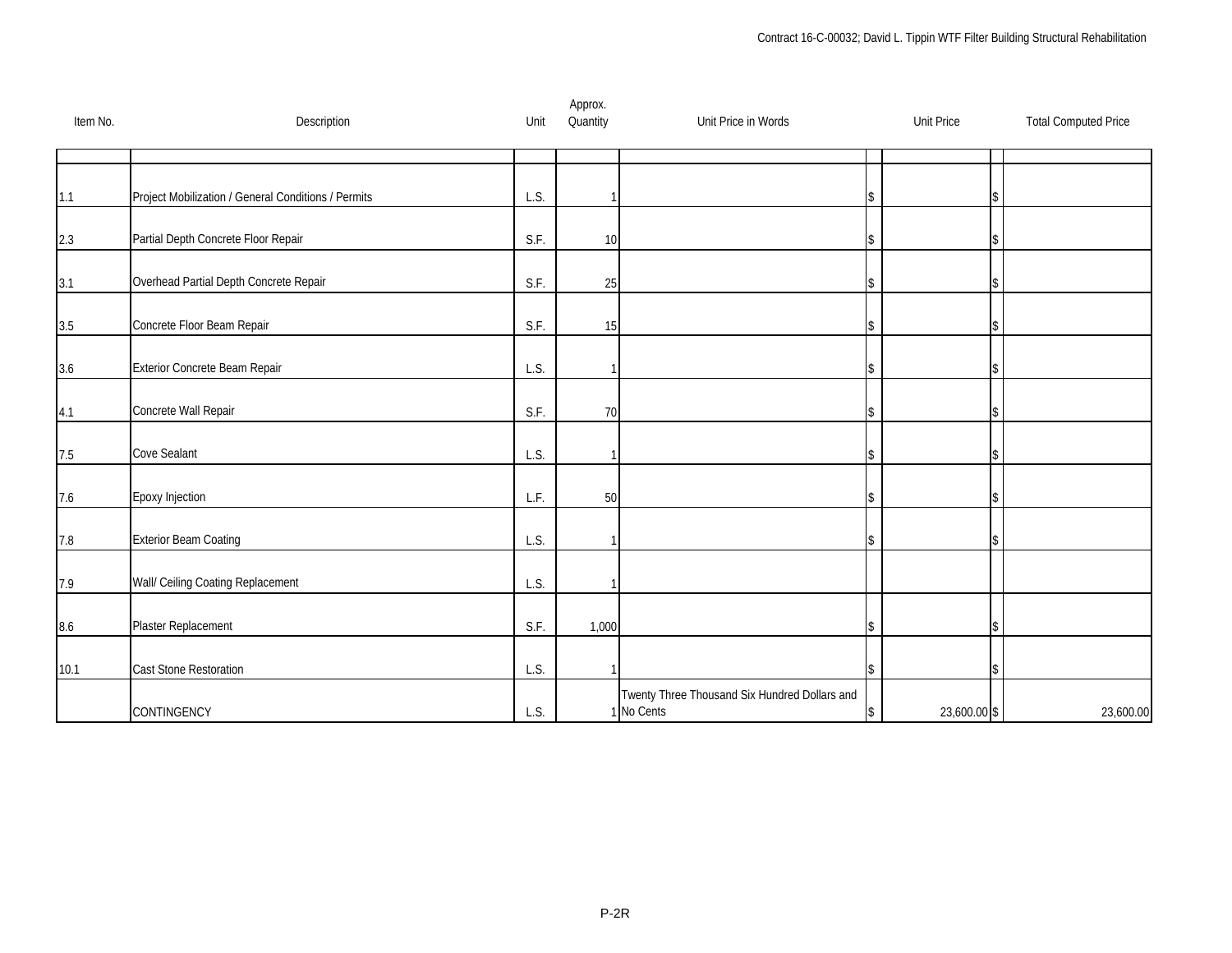| Item No. | Description | Unit | Approx. Quantity | Unit Price in Words | | Unit Price | | Total Computed Price |
|---|---|---|---|---|---|---|---|---|
| 1.1 | Project Mobilization / General Conditions / Permits | L.S. | 1 | | $ | | $ | |
| 2.3 | Partial Depth Concrete Floor Repair | S.F. | 10 | | $ | | $ | |
| 3.1 | Overhead Partial Depth Concrete Repair | S.F. | 25 | | $ | | $ | |
| 3.5 | Concrete Floor Beam Repair | S.F. | 15 | | $ | | $ | |
| 3.6 | Exterior Concrete Beam Repair | L.S. | 1 | | $ | | $ | |
| 4.1 | Concrete Wall Repair | S.F. | 70 | | $ | | $ | |
| 7.5 | Cove Sealant | L.S. | 1 | | $ | | $ | |
| 7.6 | Epoxy Injection | L.F. | 50 | | $ | | $ | |
| 7.8 | Exterior Beam Coating | L.S. | 1 | | $ | | $ | |
| 7.9 | Wall/ Ceiling Coating Replacement | L.S. | 1 | | | | | |
| 8.6 | Plaster Replacement | S.F. | 1,000 | | $ | | $ | |
| 10.1 | Cast Stone Restoration | L.S. | 1 | | $ | | $ | |
| | CONTINGENCY | L.S. | 1 | Twenty Three Thousand Six Hundred Dollars and No Cents | $ | 23,600.00 | $ | 23,600.00 |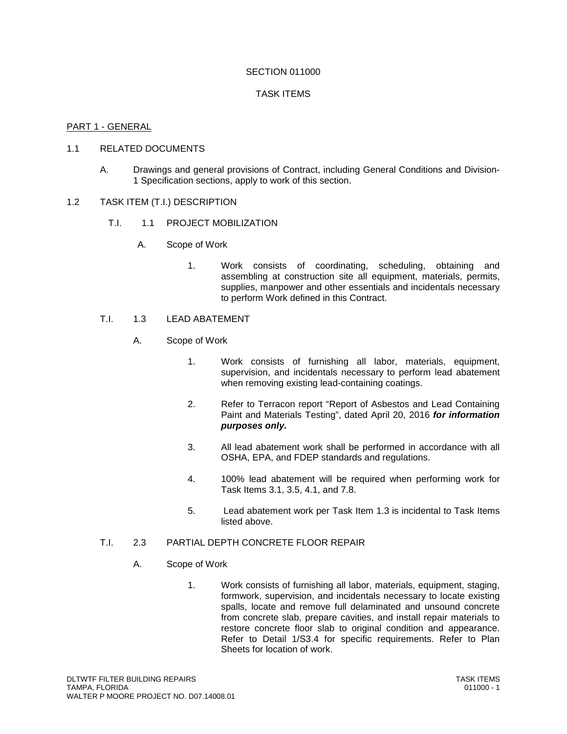# SECTION 011000

# TASK ITEMS

## PART 1 - GENERAL

### 1.1 RELATED DOCUMENTS

A. Drawings and general provisions of Contract, including General Conditions and Division-1 Specification sections, apply to work of this section.

### 1.2 TASK ITEM (T.I.) DESCRIPTION

T.I. 1.1 PROJECT MOBILIZATION

A. Scope of Work

1. Work consists of coordinating, scheduling, obtaining and assembling at construction site all equipment, materials, permits, supplies, manpower and other essentials and incidentals necessary to perform Work defined in this Contract.

T.I. 1.3 LEAD ABATEMENT

A. Scope of Work

1. Work consists of furnishing all labor, materials, equipment, supervision, and incidentals necessary to perform lead abatement when removing existing lead-containing coatings.
2. Refer to Terracon report "Report of Asbestos and Lead Containing Paint and Materials Testing", dated April 20, 2016 ***for information purposes only.***
3. All lead abatement work shall be performed in accordance with all OSHA, EPA, and FDEP standards and regulations.
4. 100% lead abatement will be required when performing work for Task Items 3.1, 3.5, 4.1, and 7.8.
5. Lead abatement work per Task Item 1.3 is incidental to Task Items listed above.

T.I. 2.3 PARTIAL DEPTH CONCRETE FLOOR REPAIR

A. Scope of Work

1. Work consists of furnishing all labor, materials, equipment, staging, formwork, supervision, and incidentals necessary to locate existing spalls, locate and remove full delaminated and unsound concrete from concrete slab, prepare cavities, and install repair materials to restore concrete floor slab to original condition and appearance. Refer to Detail 1/S3.4 for specific requirements. Refer to Plan Sheets for location of work.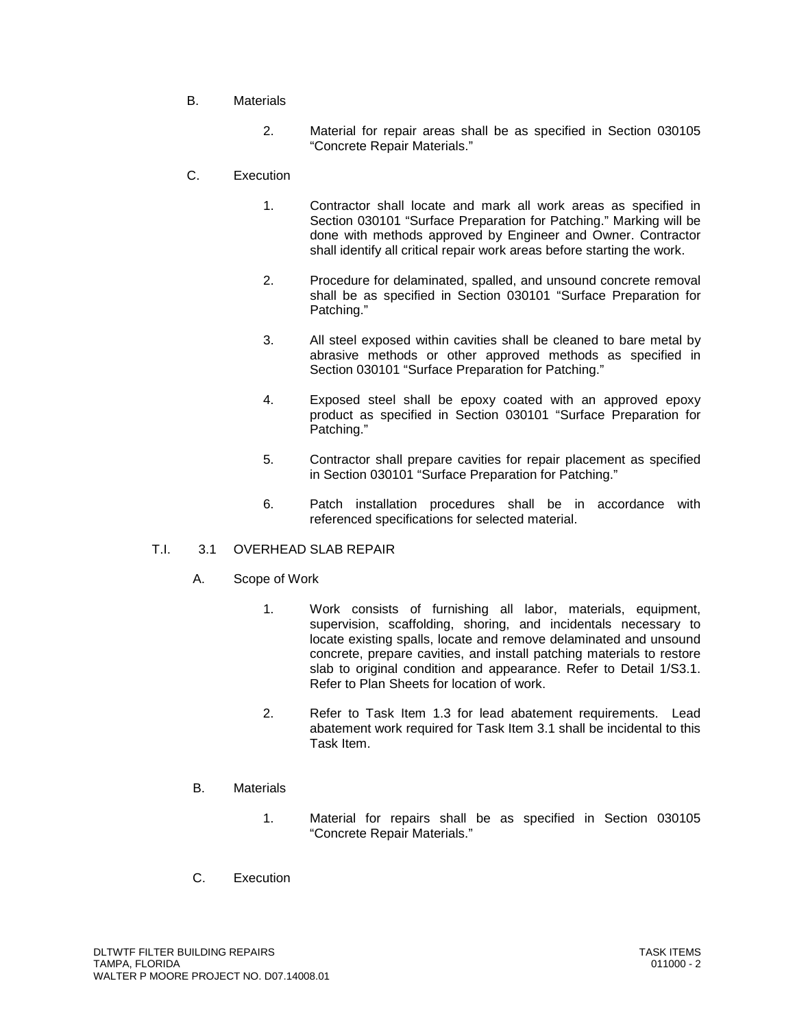B. Materials

2. Material for repair areas shall be as specified in Section 030105 “Concrete Repair Materials.”

C. Execution

1. Contractor shall locate and mark all work areas as specified in Section 030101 “Surface Preparation for Patching.” Marking will be done with methods approved by Engineer and Owner. Contractor shall identify all critical repair work areas before starting the work.

2. Procedure for delaminated, spalled, and unsound concrete removal shall be as specified in Section 030101 “Surface Preparation for Patching.”

3. All steel exposed within cavities shall be cleaned to bare metal by abrasive methods or other approved methods as specified in Section 030101 “Surface Preparation for Patching.”

4. Exposed steel shall be epoxy coated with an approved epoxy product as specified in Section 030101 “Surface Preparation for Patching.”

5. Contractor shall prepare cavities for repair placement as specified in Section 030101 “Surface Preparation for Patching.”

6. Patch installation procedures shall be in accordance with referenced specifications for selected material.

## T.I. 3.1 OVERHEAD SLAB REPAIR

A. Scope of Work

1. Work consists of furnishing all labor, materials, equipment, supervision, scaffolding, shoring, and incidentals necessary to locate existing spalls, locate and remove delaminated and unsound concrete, prepare cavities, and install patching materials to restore slab to original condition and appearance. Refer to Detail 1/S3.1. Refer to Plan Sheets for location of work.

2. Refer to Task Item 1.3 for lead abatement requirements. Lead abatement work required for Task Item 3.1 shall be incidental to this Task Item.

B. Materials

1. Material for repairs shall be as specified in Section 030105 “Concrete Repair Materials.”

C. Execution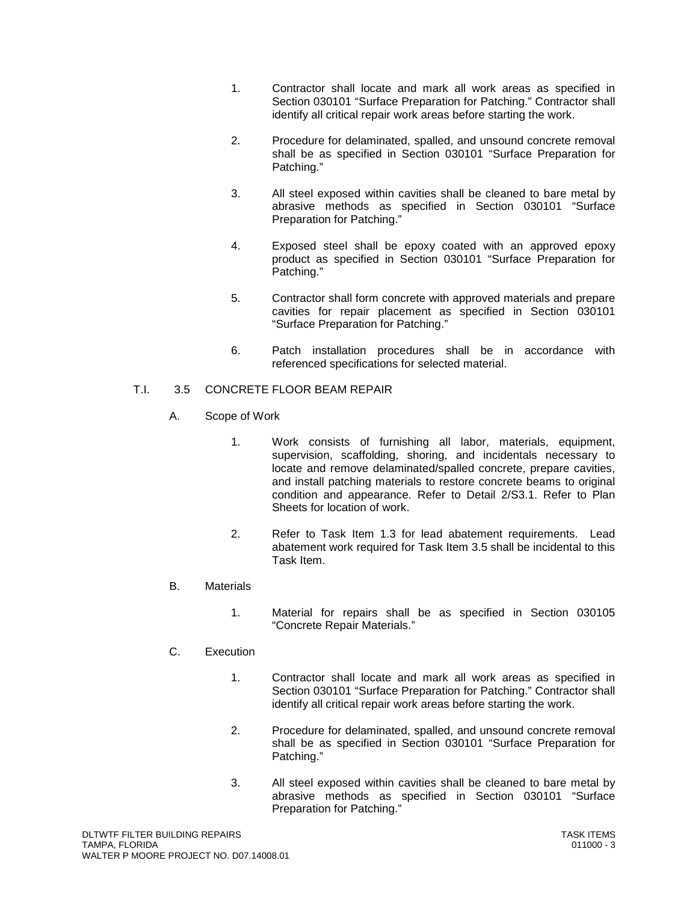1. Contractor shall locate and mark all work areas as specified in Section 030101 “Surface Preparation for Patching.” Contractor shall identify all critical repair work areas before starting the work.

2. Procedure for delaminated, spalled, and unsound concrete removal shall be as specified in Section 030101 “Surface Preparation for Patching.”

3. All steel exposed within cavities shall be cleaned to bare metal by abrasive methods as specified in Section 030101 “Surface Preparation for Patching.”

4. Exposed steel shall be epoxy coated with an approved epoxy product as specified in Section 030101 “Surface Preparation for Patching.”

5. Contractor shall form concrete with approved materials and prepare cavities for repair placement as specified in Section 030101 “Surface Preparation for Patching.”

6. Patch installation procedures shall be in accordance with referenced specifications for selected material.

## T.I. 3.5 CONCRETE FLOOR BEAM REPAIR

### A. Scope of Work

1. Work consists of furnishing all labor, materials, equipment, supervision, scaffolding, shoring, and incidentals necessary to locate and remove delaminated/spalled concrete, prepare cavities, and install patching materials to restore concrete beams to original condition and appearance. Refer to Detail 2/S3.1. Refer to Plan Sheets for location of work.

2. Refer to Task Item 1.3 for lead abatement requirements. Lead abatement work required for Task Item 3.5 shall be incidental to this Task Item.

### B. Materials

1. Material for repairs shall be as specified in Section 030105 “Concrete Repair Materials.”

### C. Execution

1. Contractor shall locate and mark all work areas as specified in Section 030101 “Surface Preparation for Patching.” Contractor shall identify all critical repair work areas before starting the work.

2. Procedure for delaminated, spalled, and unsound concrete removal shall be as specified in Section 030101 “Surface Preparation for Patching.”

3. All steel exposed within cavities shall be cleaned to bare metal by abrasive methods as specified in Section 030101 “Surface Preparation for Patching.”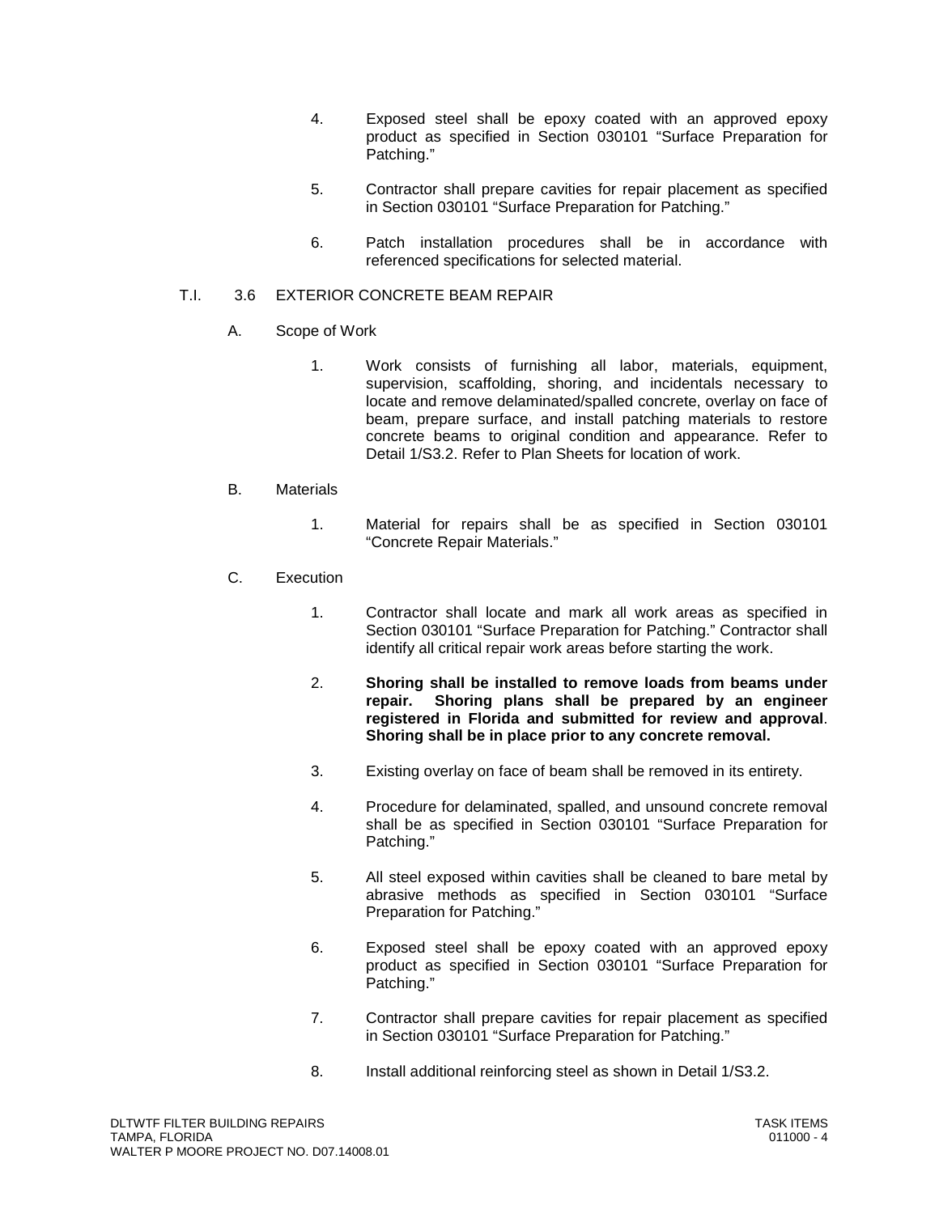4. Exposed steel shall be epoxy coated with an approved epoxy product as specified in Section 030101 “Surface Preparation for Patching.”

5. Contractor shall prepare cavities for repair placement as specified in Section 030101 “Surface Preparation for Patching.”

6. Patch installation procedures shall be in accordance with referenced specifications for selected material.

T.I. 3.6 EXTERIOR CONCRETE BEAM REPAIR

A. Scope of Work

1. Work consists of furnishing all labor, materials, equipment, supervision, scaffolding, shoring, and incidentals necessary to locate and remove delaminated/spalled concrete, overlay on face of beam, prepare surface, and install patching materials to restore concrete beams to original condition and appearance. Refer to Detail 1/S3.2. Refer to Plan Sheets for location of work.

B. Materials

1. Material for repairs shall be as specified in Section 030101 “Concrete Repair Materials.”

C. Execution

1. Contractor shall locate and mark all work areas as specified in Section 030101 “Surface Preparation for Patching.” Contractor shall identify all critical repair work areas before starting the work.

2. **Shoring shall be installed to remove loads from beams under repair. Shoring plans shall be prepared by an engineer registered in Florida and submitted for review and approval**. **Shoring shall be in place prior to any concrete removal.**

3. Existing overlay on face of beam shall be removed in its entirety.

4. Procedure for delaminated, spalled, and unsound concrete removal shall be as specified in Section 030101 “Surface Preparation for Patching.”

5. All steel exposed within cavities shall be cleaned to bare metal by abrasive methods as specified in Section 030101 “Surface Preparation for Patching.”

6. Exposed steel shall be epoxy coated with an approved epoxy product as specified in Section 030101 “Surface Preparation for Patching.”

7. Contractor shall prepare cavities for repair placement as specified in Section 030101 “Surface Preparation for Patching.”

8. Install additional reinforcing steel as shown in Detail 1/S3.2.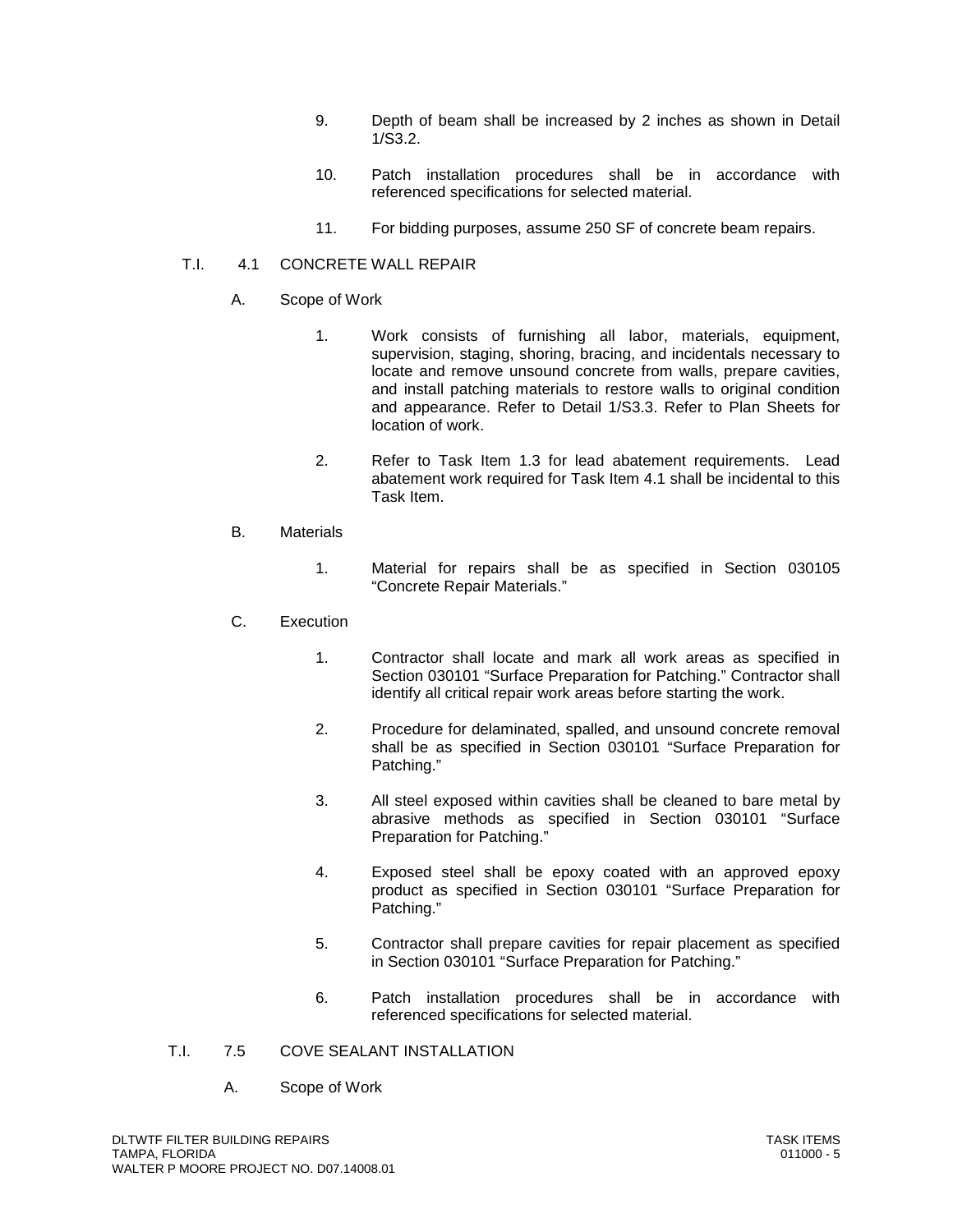9. Depth of beam shall be increased by 2 inches as shown in Detail 1/S3.2.

10. Patch installation procedures shall be in accordance with referenced specifications for selected material.

11. For bidding purposes, assume 250 SF of concrete beam repairs.

## T.I. 4.1 CONCRETE WALL REPAIR

A. Scope of Work

1. Work consists of furnishing all labor, materials, equipment, supervision, staging, shoring, bracing, and incidentals necessary to locate and remove unsound concrete from walls, prepare cavities, and install patching materials to restore walls to original condition and appearance. Refer to Detail 1/S3.3. Refer to Plan Sheets for location of work.

2. Refer to Task Item 1.3 for lead abatement requirements. Lead abatement work required for Task Item 4.1 shall be incidental to this Task Item.

B. Materials

1. Material for repairs shall be as specified in Section 030105 "Concrete Repair Materials."

C. Execution

1. Contractor shall locate and mark all work areas as specified in Section 030101 "Surface Preparation for Patching." Contractor shall identify all critical repair work areas before starting the work.

2. Procedure for delaminated, spalled, and unsound concrete removal shall be as specified in Section 030101 "Surface Preparation for Patching."

3. All steel exposed within cavities shall be cleaned to bare metal by abrasive methods as specified in Section 030101 "Surface Preparation for Patching."

4. Exposed steel shall be epoxy coated with an approved epoxy product as specified in Section 030101 "Surface Preparation for Patching."

5. Contractor shall prepare cavities for repair placement as specified in Section 030101 "Surface Preparation for Patching."

6. Patch installation procedures shall be in accordance with referenced specifications for selected material.

## T.I. 7.5 COVE SEALANT INSTALLATION

A. Scope of Work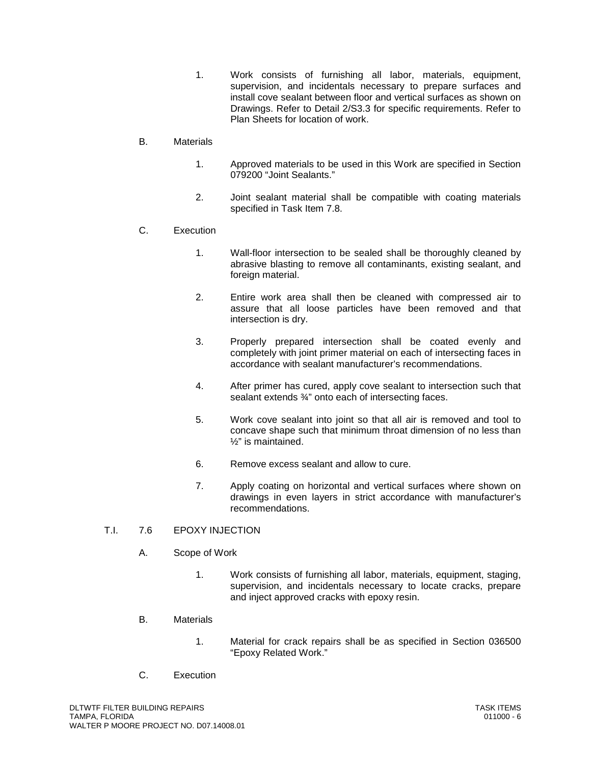1. Work consists of furnishing all labor, materials, equipment, supervision, and incidentals necessary to prepare surfaces and install cove sealant between floor and vertical surfaces as shown on Drawings. Refer to Detail 2/S3.3 for specific requirements. Refer to Plan Sheets for location of work.

B. Materials

1. Approved materials to be used in this Work are specified in Section 079200 "Joint Sealants."

2. Joint sealant material shall be compatible with coating materials specified in Task Item 7.8.

C. Execution

1. Wall-floor intersection to be sealed shall be thoroughly cleaned by abrasive blasting to remove all contaminants, existing sealant, and foreign material.

2. Entire work area shall then be cleaned with compressed air to assure that all loose particles have been removed and that intersection is dry.

3. Properly prepared intersection shall be coated evenly and completely with joint primer material on each of intersecting faces in accordance with sealant manufacturer's recommendations.

4. After primer has cured, apply cove sealant to intersection such that sealant extends ¾" onto each of intersecting faces.

5. Work cove sealant into joint so that all air is removed and tool to concave shape such that minimum throat dimension of no less than ½" is maintained.

6. Remove excess sealant and allow to cure.

7. Apply coating on horizontal and vertical surfaces where shown on drawings in even layers in strict accordance with manufacturer's recommendations.

## T.I. 7.6 EPOXY INJECTION

A. Scope of Work

1. Work consists of furnishing all labor, materials, equipment, staging, supervision, and incidentals necessary to locate cracks, prepare and inject approved cracks with epoxy resin.

B. Materials

1. Material for crack repairs shall be as specified in Section 036500 "Epoxy Related Work."

C. Execution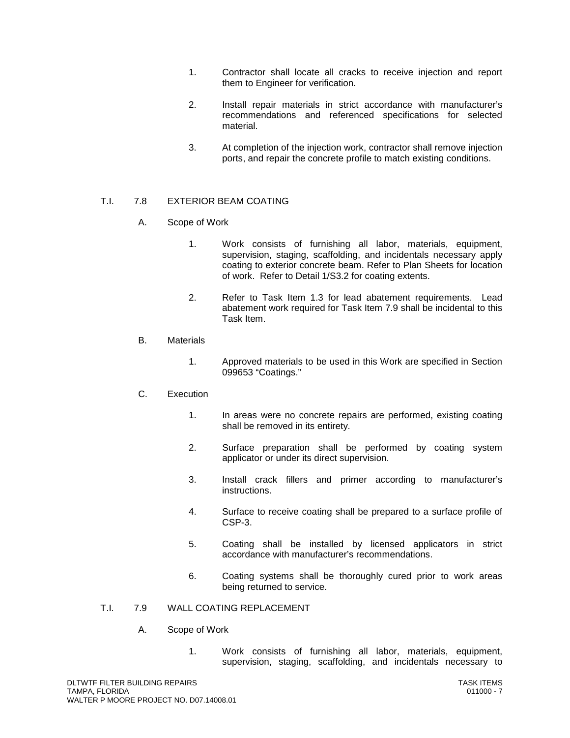1. Contractor shall locate all cracks to receive injection and report them to Engineer for verification.

2. Install repair materials in strict accordance with manufacturer's recommendations and referenced specifications for selected material.

3. At completion of the injection work, contractor shall remove injection ports, and repair the concrete profile to match existing conditions.

## T.I. 7.8 EXTERIOR BEAM COATING

A. Scope of Work

1. Work consists of furnishing all labor, materials, equipment, supervision, staging, scaffolding, and incidentals necessary apply coating to exterior concrete beam. Refer to Plan Sheets for location of work. Refer to Detail 1/S3.2 for coating extents.

2. Refer to Task Item 1.3 for lead abatement requirements. Lead abatement work required for Task Item 7.9 shall be incidental to this Task Item.

B. Materials

1. Approved materials to be used in this Work are specified in Section 099653 "Coatings."

C. Execution

1. In areas were no concrete repairs are performed, existing coating shall be removed in its entirety.

2. Surface preparation shall be performed by coating system applicator or under its direct supervision.

3. Install crack fillers and primer according to manufacturer's instructions.

4. Surface to receive coating shall be prepared to a surface profile of CSP-3.

5. Coating shall be installed by licensed applicators in strict accordance with manufacturer's recommendations.

6. Coating systems shall be thoroughly cured prior to work areas being returned to service.

## T.I. 7.9 WALL COATING REPLACEMENT

A. Scope of Work

1. Work consists of furnishing all labor, materials, equipment, supervision, staging, scaffolding, and incidentals necessary to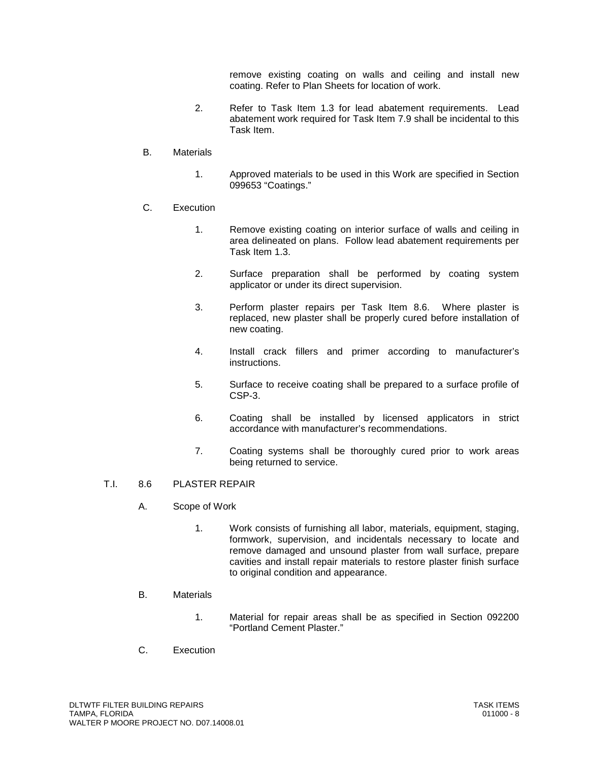remove existing coating on walls and ceiling and install new coating. Refer to Plan Sheets for location of work.

2. Refer to Task Item 1.3 for lead abatement requirements. Lead abatement work required for Task Item 7.9 shall be incidental to this Task Item.

B. Materials

1. Approved materials to be used in this Work are specified in Section 099653 "Coatings."

C. Execution

1. Remove existing coating on interior surface of walls and ceiling in area delineated on plans. Follow lead abatement requirements per Task Item 1.3.

2. Surface preparation shall be performed by coating system applicator or under its direct supervision.

3. Perform plaster repairs per Task Item 8.6. Where plaster is replaced, new plaster shall be properly cured before installation of new coating.

4. Install crack fillers and primer according to manufacturer's instructions.

5. Surface to receive coating shall be prepared to a surface profile of CSP-3.

6. Coating shall be installed by licensed applicators in strict accordance with manufacturer's recommendations.

7. Coating systems shall be thoroughly cured prior to work areas being returned to service.

## T.I. 8.6 PLASTER REPAIR

A. Scope of Work

1. Work consists of furnishing all labor, materials, equipment, staging, formwork, supervision, and incidentals necessary to locate and remove damaged and unsound plaster from wall surface, prepare cavities and install repair materials to restore plaster finish surface to original condition and appearance.

B. Materials

1. Material for repair areas shall be as specified in Section 092200 "Portland Cement Plaster."

C. Execution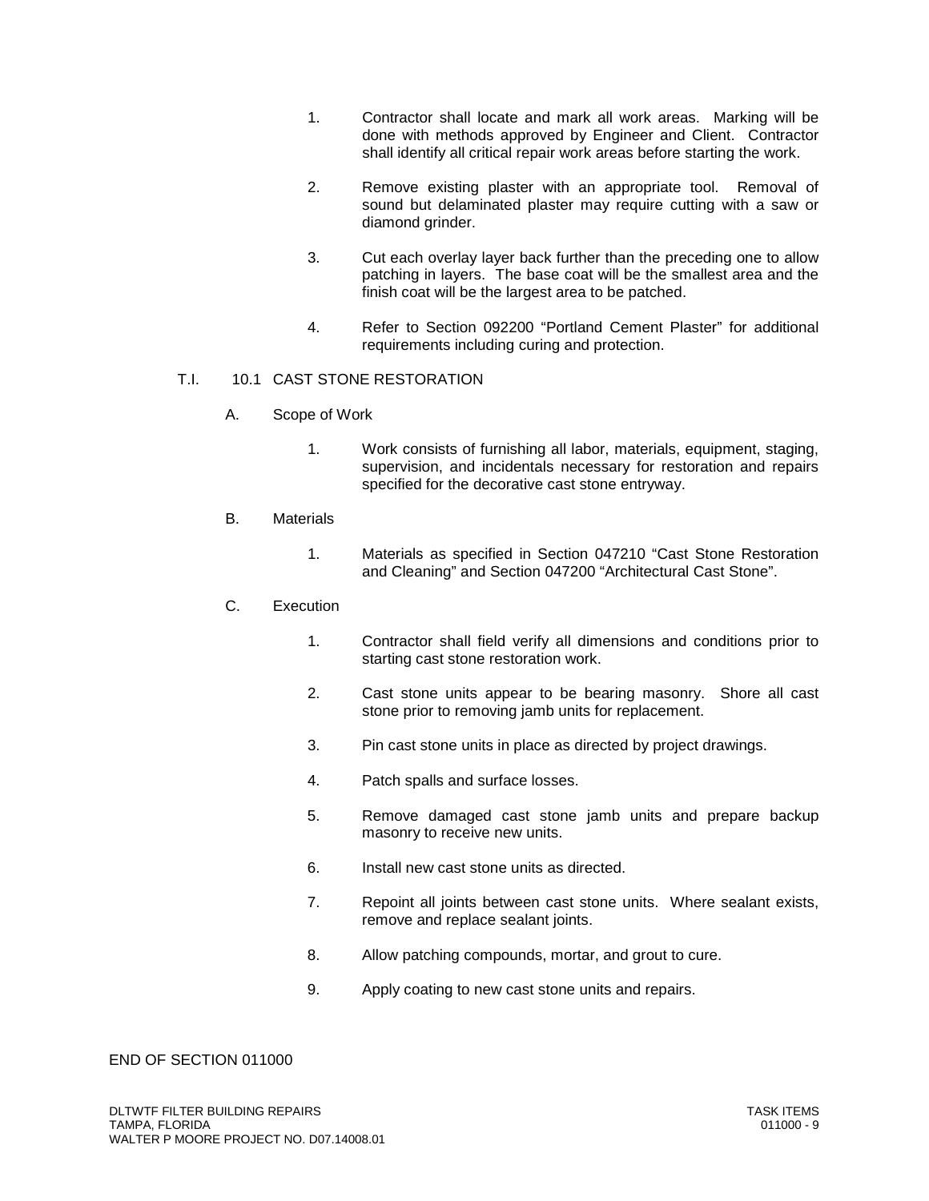1. Contractor shall locate and mark all work areas. Marking will be done with methods approved by Engineer and Client. Contractor shall identify all critical repair work areas before starting the work.

2. Remove existing plaster with an appropriate tool. Removal of sound but delaminated plaster may require cutting with a saw or diamond grinder.

3. Cut each overlay layer back further than the preceding one to allow patching in layers. The base coat will be the smallest area and the finish coat will be the largest area to be patched.

4. Refer to Section 092200 “Portland Cement Plaster” for additional requirements including curing and protection.

## T.I. 10.1 CAST STONE RESTORATION

A. Scope of Work

1. Work consists of furnishing all labor, materials, equipment, staging, supervision, and incidentals necessary for restoration and repairs specified for the decorative cast stone entryway.

B. Materials

1. Materials as specified in Section 047210 “Cast Stone Restoration and Cleaning” and Section 047200 “Architectural Cast Stone”.

C. Execution

1. Contractor shall field verify all dimensions and conditions prior to starting cast stone restoration work.

2. Cast stone units appear to be bearing masonry. Shore all cast stone prior to removing jamb units for replacement.

3. Pin cast stone units in place as directed by project drawings.

4. Patch spalls and surface losses.

5. Remove damaged cast stone jamb units and prepare backup masonry to receive new units.

6. Install new cast stone units as directed.

7. Repoint all joints between cast stone units. Where sealant exists, remove and replace sealant joints.

8. Allow patching compounds, mortar, and grout to cure.

9. Apply coating to new cast stone units and repairs.

END OF SECTION 011000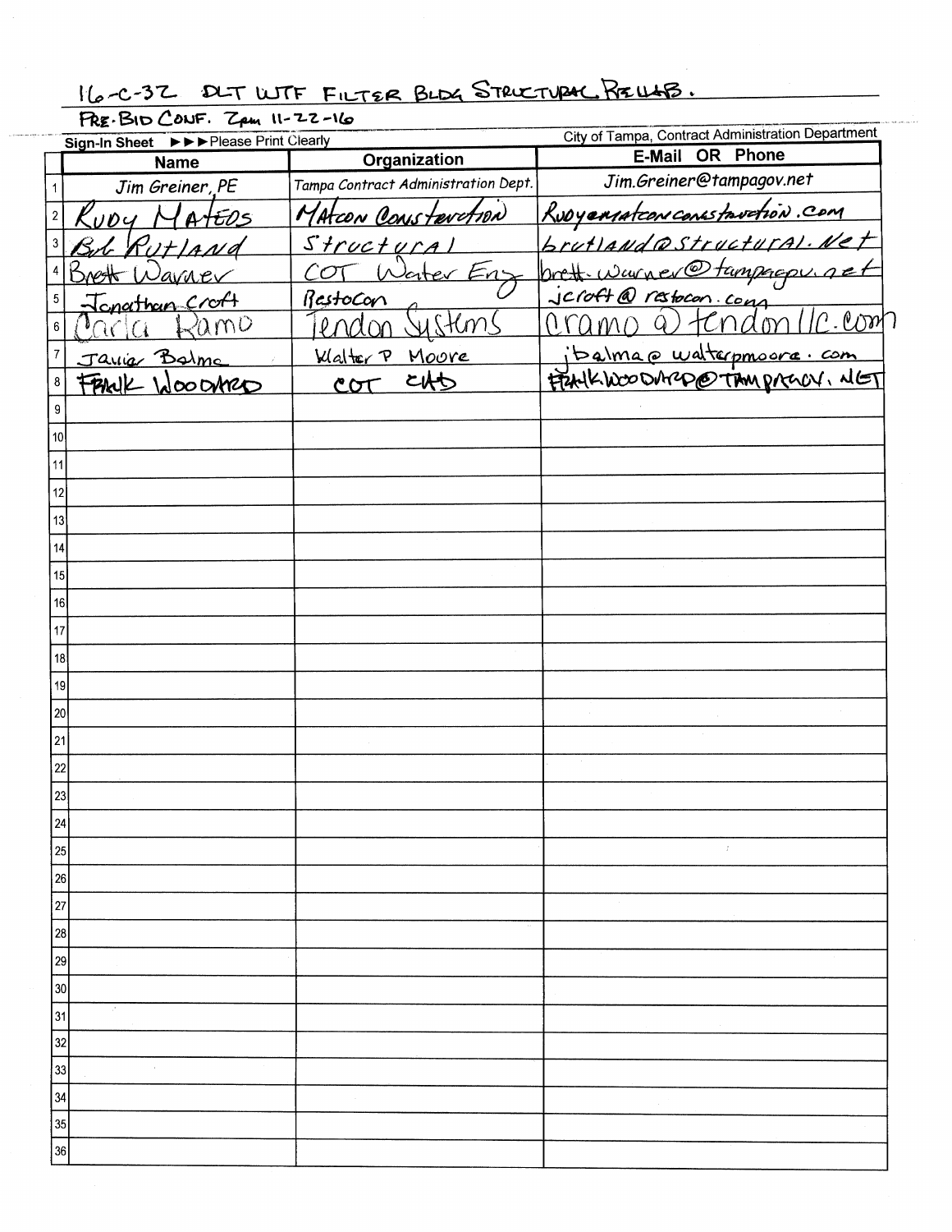16-C-32 DLT WTF FILTER BLDG STRUCTURAL REHAB.

PRE-BID CONF. 2pm 11-22-16

Sign-In Sheet ►►► Please Print Clearly

City of Tampa, Contract Administration Department

| | Name | Organization | E-Mail OR Phone |
|---|---|---|---|
| 1 | Jim Greiner, PE | Tampa Contract Administration Dept. | Jim.Greiner@tampagov.net |
| 2 | Rudy Mateos | Matcon Construction | Rudy@matconconstruction.com |
| 3 | Bob Rutland | Structural | brutland@structural.net |
| 4 | Brett Warner | COT Water Eng | brett.warner@tampagov.net |
| 5 | Jonathan Croft | Restocon | jcroft@restocon.com |
| 6 | Carla Ramo | Tendon Systems | cramo@tendonllc.com |
| 7 | Javier Balma | Walter P Moore | jbalma@walterpmoore.com |
| 8 | FRANK WOODARD | COT CAD | FRANK.WOODARD@TAMPAGOV.NET |
| 9 | | | |
| 10 | | | |
| 11 | | | |
| 12 | | | |
| 13 | | | |
| 14 | | | |
| 15 | | | |
| 16 | | | |
| 17 | | | |
| 18 | | | |
| 19 | | | |
| 20 | | | |
| 21 | | | |
| 22 | | | |
| 23 | | | |
| 24 | | | |
| 25 | | | |
| 26 | | | |
| 27 | | | |
| 28 | | | |
| 29 | | | |
| 30 | | | |
| 31 | | | |
| 32 | | | |
| 33 | | | |
| 34 | | | |
| 35 | | | |
| 36 | | | |